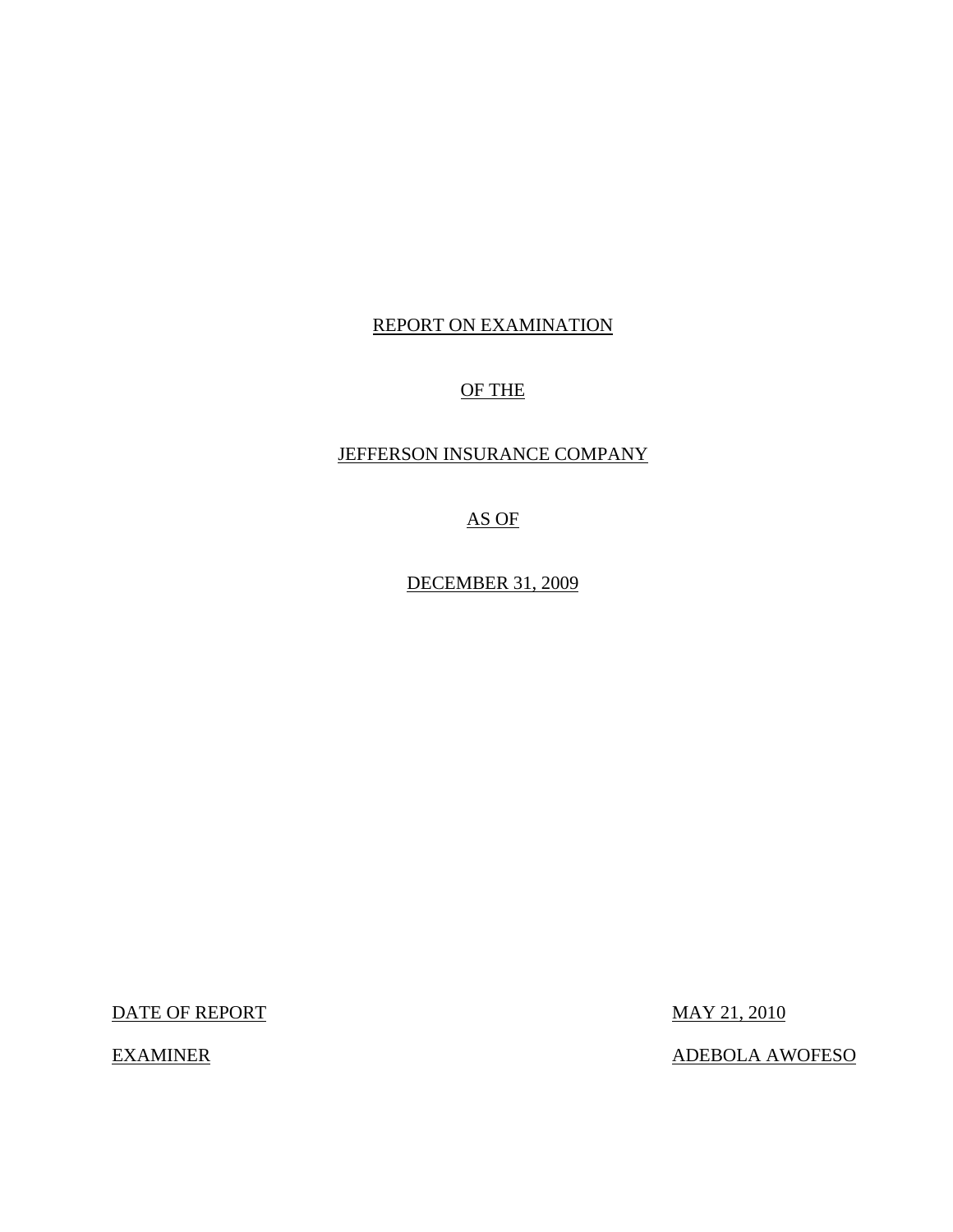REPORT ON EXAMINATION

OF THE

JEFFERSON INSURANCE COMPANY

AS OF

DECEMBER 31, 2009

| | |
|---|---|
| DATE OF REPORT | MAY 21, 2010 |
| EXAMINER | ADEBOLA AWOFESO |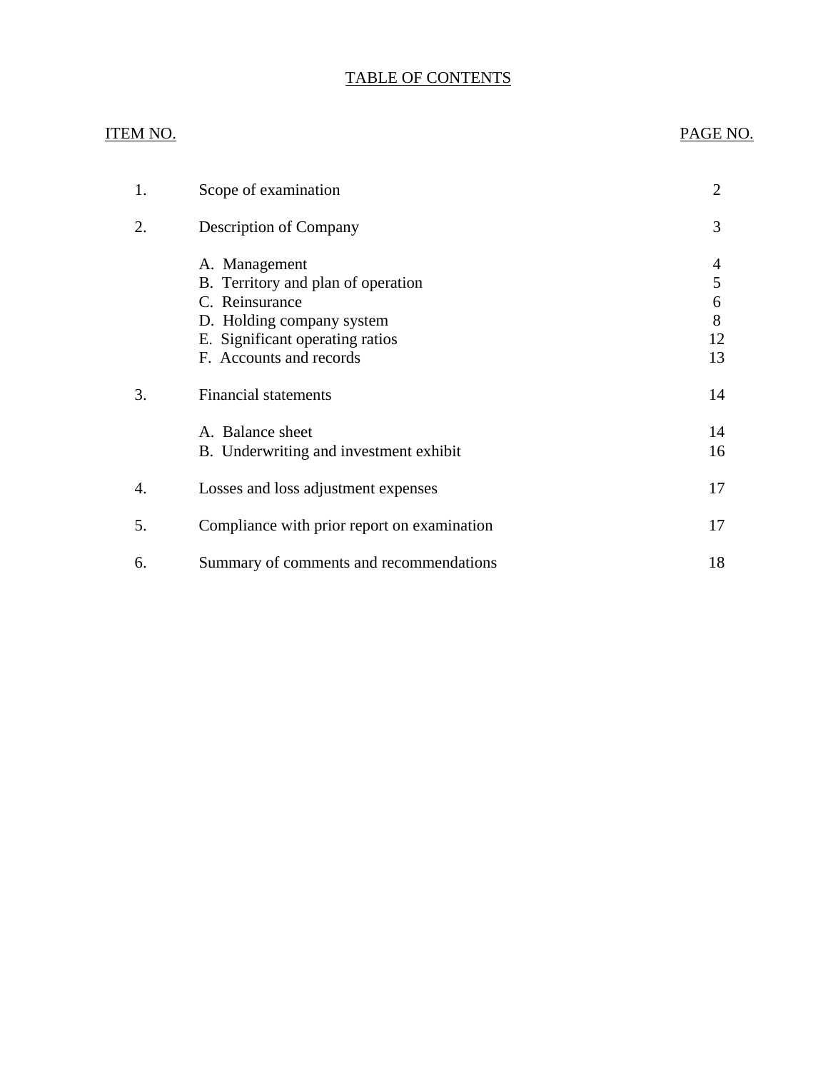# TABLE OF CONTENTS

| ITEM NO. | | PAGE NO. |
|---|---|---|
| 1. | Scope of examination | 2 |
| 2. | Description of Company | 3 |
| | A. Management | 4 |
| | B. Territory and plan of operation | 5 |
| | C. Reinsurance | 6 |
| | D. Holding company system | 8 |
| | E. Significant operating ratios | 12 |
| | F. Accounts and records | 13 |
| 3. | Financial statements | 14 |
| | A. Balance sheet | 14 |
| | B. Underwriting and investment exhibit | 16 |
| 4. | Losses and loss adjustment expenses | 17 |
| 5. | Compliance with prior report on examination | 17 |
| 6. | Summary of comments and recommendations | 18 |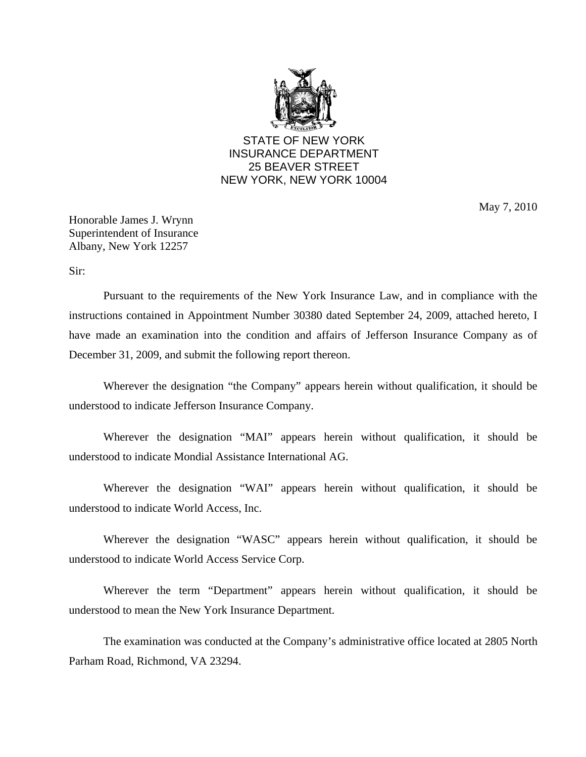STATE OF NEW YORK
INSURANCE DEPARTMENT
25 BEAVER STREET
NEW YORK, NEW YORK 10004

May 7, 2010

Honorable James J. Wrynn
Superintendent of Insurance
Albany, New York 12257

Sir:

Pursuant to the requirements of the New York Insurance Law, and in compliance with the instructions contained in Appointment Number 30380 dated September 24, 2009, attached hereto, I have made an examination into the condition and affairs of Jefferson Insurance Company as of December 31, 2009, and submit the following report thereon.

Wherever the designation "the Company" appears herein without qualification, it should be understood to indicate Jefferson Insurance Company.

Wherever the designation "MAI" appears herein without qualification, it should be understood to indicate Mondial Assistance International AG.

Wherever the designation "WAI" appears herein without qualification, it should be understood to indicate World Access, Inc.

Wherever the designation "WASC" appears herein without qualification, it should be understood to indicate World Access Service Corp.

Wherever the term "Department" appears herein without qualification, it should be understood to mean the New York Insurance Department.

The examination was conducted at the Company's administrative office located at 2805 North Parham Road, Richmond, VA 23294.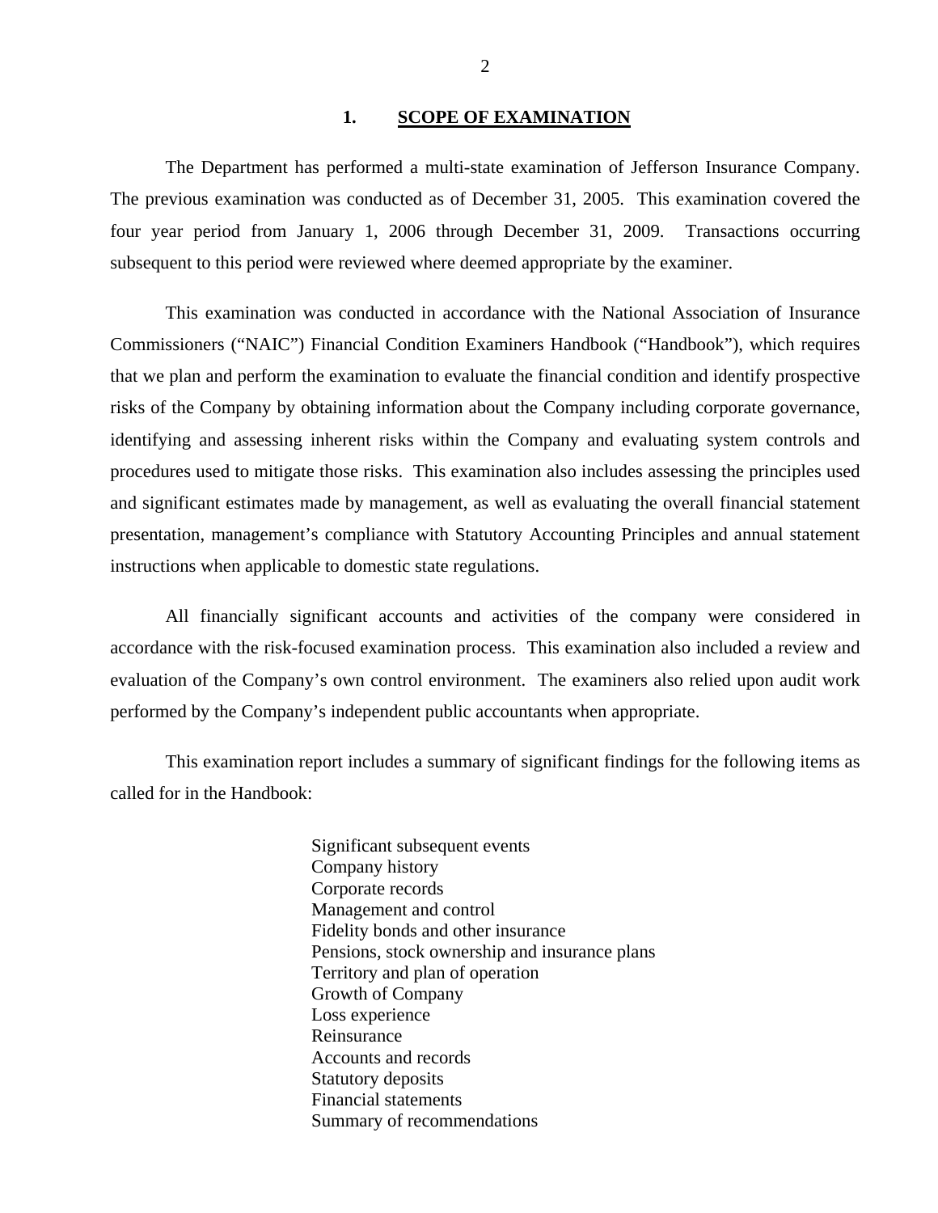## 1. SCOPE OF EXAMINATION

The Department has performed a multi-state examination of Jefferson Insurance Company. The previous examination was conducted as of December 31, 2005. This examination covered the four year period from January 1, 2006 through December 31, 2009. Transactions occurring subsequent to this period were reviewed where deemed appropriate by the examiner.

This examination was conducted in accordance with the National Association of Insurance Commissioners ("NAIC") Financial Condition Examiners Handbook ("Handbook"), which requires that we plan and perform the examination to evaluate the financial condition and identify prospective risks of the Company by obtaining information about the Company including corporate governance, identifying and assessing inherent risks within the Company and evaluating system controls and procedures used to mitigate those risks. This examination also includes assessing the principles used and significant estimates made by management, as well as evaluating the overall financial statement presentation, management's compliance with Statutory Accounting Principles and annual statement instructions when applicable to domestic state regulations.

All financially significant accounts and activities of the company were considered in accordance with the risk-focused examination process. This examination also included a review and evaluation of the Company's own control environment. The examiners also relied upon audit work performed by the Company's independent public accountants when appropriate.

This examination report includes a summary of significant findings for the following items as called for in the Handbook:

- Significant subsequent events
- Company history
- Corporate records
- Management and control
- Fidelity bonds and other insurance
- Pensions, stock ownership and insurance plans
- Territory and plan of operation
- Growth of Company
- Loss experience
- Reinsurance
- Accounts and records
- Statutory deposits
- Financial statements
- Summary of recommendations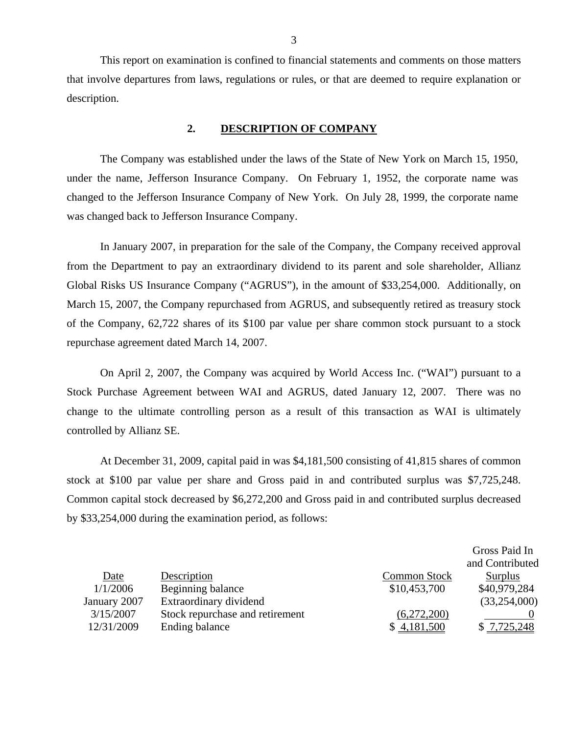This report on examination is confined to financial statements and comments on those matters that involve departures from laws, regulations or rules, or that are deemed to require explanation or description.

## 2. DESCRIPTION OF COMPANY

The Company was established under the laws of the State of New York on March 15, 1950, under the name, Jefferson Insurance Company. On February 1, 1952, the corporate name was changed to the Jefferson Insurance Company of New York. On July 28, 1999, the corporate name was changed back to Jefferson Insurance Company.

In January 2007, in preparation for the sale of the Company, the Company received approval from the Department to pay an extraordinary dividend to its parent and sole shareholder, Allianz Global Risks US Insurance Company ("AGRUS"), in the amount of $33,254,000. Additionally, on March 15, 2007, the Company repurchased from AGRUS, and subsequently retired as treasury stock of the Company, 62,722 shares of its $100 par value per share common stock pursuant to a stock repurchase agreement dated March 14, 2007.

On April 2, 2007, the Company was acquired by World Access Inc. ("WAI") pursuant to a Stock Purchase Agreement between WAI and AGRUS, dated January 12, 2007. There was no change to the ultimate controlling person as a result of this transaction as WAI is ultimately controlled by Allianz SE.

At December 31, 2009, capital paid in was $4,181,500 consisting of 41,815 shares of common stock at $100 par value per share and Gross paid in and contributed surplus was $7,725,248. Common capital stock decreased by $6,272,200 and Gross paid in and contributed surplus decreased by $33,254,000 during the examination period, as follows:

| Date | Description | Common Stock | Gross Paid In and Contributed Surplus |
|---|---|---|---|
| 1/1/2006 | Beginning balance | $10,453,700 | $40,979,284 |
| January 2007 | Extraordinary dividend | | (33,254,000) |
| 3/15/2007 | Stock repurchase and retirement | (6,272,200) | 0 |
| 12/31/2009 | Ending balance | $ 4,181,500 | $ 7,725,248 |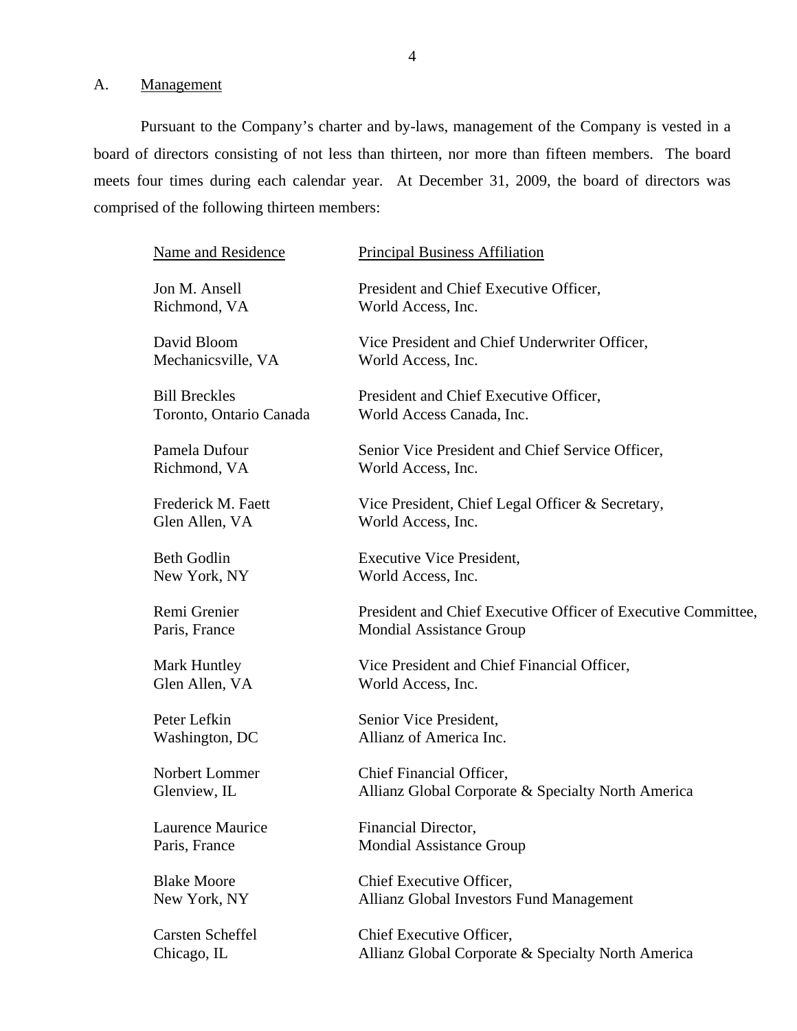## A. Management

Pursuant to the Company's charter and by-laws, management of the Company is vested in a board of directors consisting of not less than thirteen, nor more than fifteen members. The board meets four times during each calendar year. At December 31, 2009, the board of directors was comprised of the following thirteen members:

| Name and Residence | Principal Business Affiliation |
|---|---|
| Jon M. Ansell<br>Richmond, VA | President and Chief Executive Officer,<br>World Access, Inc. |
| David Bloom<br>Mechanicsville, VA | Vice President and Chief Underwriter Officer,<br>World Access, Inc. |
| Bill Breckles<br>Toronto, Ontario Canada | President and Chief Executive Officer,<br>World Access Canada, Inc. |
| Pamela Dufour<br>Richmond, VA | Senior Vice President and Chief Service Officer,<br>World Access, Inc. |
| Frederick M. Faett<br>Glen Allen, VA | Vice President, Chief Legal Officer & Secretary,<br>World Access, Inc. |
| Beth Godlin<br>New York, NY | Executive Vice President,<br>World Access, Inc. |
| Remi Grenier<br>Paris, France | President and Chief Executive Officer of Executive Committee,<br>Mondial Assistance Group |
| Mark Huntley<br>Glen Allen, VA | Vice President and Chief Financial Officer,<br>World Access, Inc. |
| Peter Lefkin<br>Washington, DC | Senior Vice President,<br>Allianz of America Inc. |
| Norbert Lommer<br>Glenview, IL | Chief Financial Officer,<br>Allianz Global Corporate & Specialty North America |
| Laurence Maurice<br>Paris, France | Financial Director,<br>Mondial Assistance Group |
| Blake Moore<br>New York, NY | Chief Executive Officer,<br>Allianz Global Investors Fund Management |
| Carsten Scheffel<br>Chicago, IL | Chief Executive Officer,<br>Allianz Global Corporate & Specialty North America |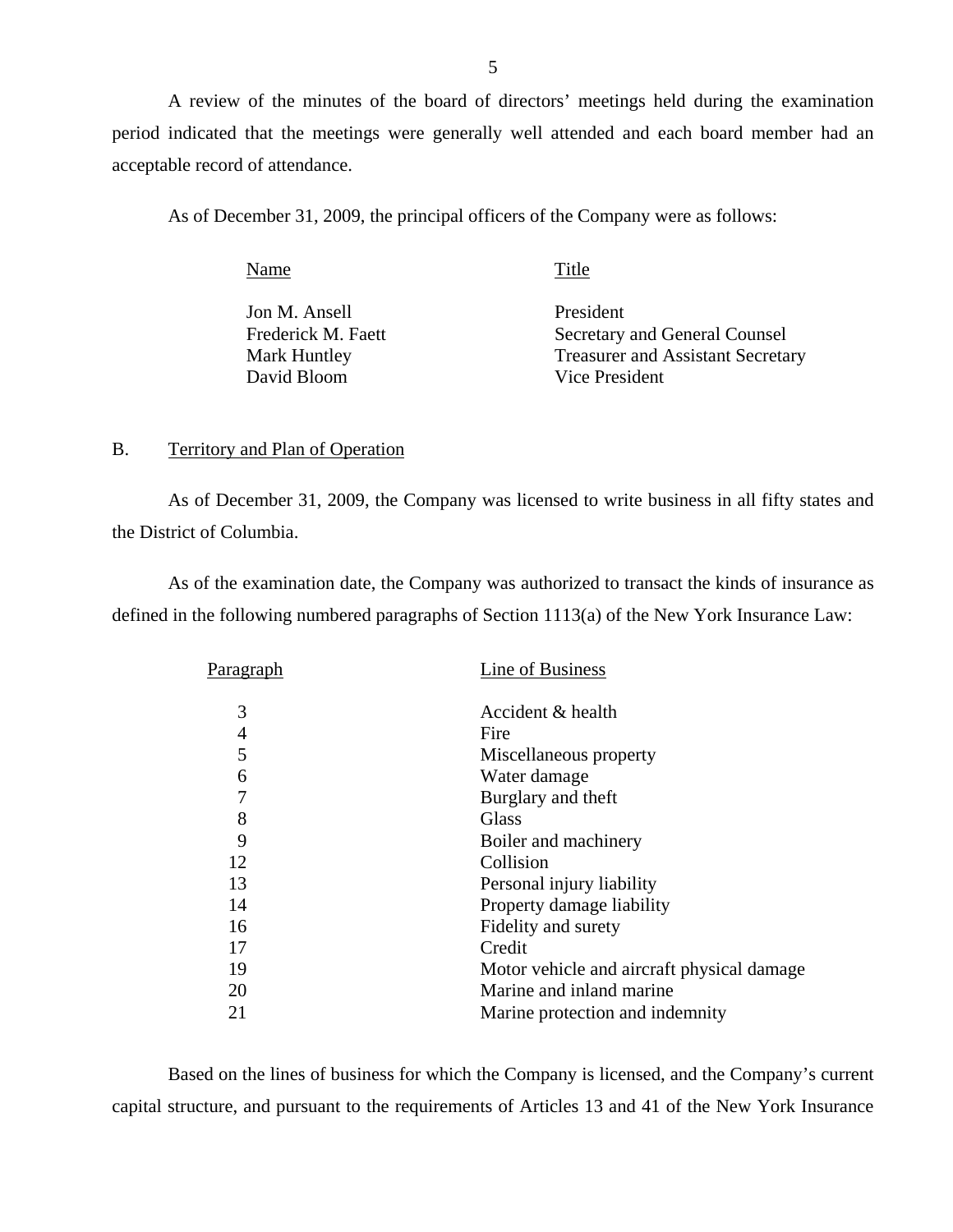A review of the minutes of the board of directors' meetings held during the examination period indicated that the meetings were generally well attended and each board member had an acceptable record of attendance.

As of December 31, 2009, the principal officers of the Company were as follows:

| Name | Title |
|---|---|
| Jon M. Ansell | President |
| Frederick M. Faett | Secretary and General Counsel |
| Mark Huntley | Treasurer and Assistant Secretary |
| David Bloom | Vice President |

## B. Territory and Plan of Operation

As of December 31, 2009, the Company was licensed to write business in all fifty states and the District of Columbia.

As of the examination date, the Company was authorized to transact the kinds of insurance as defined in the following numbered paragraphs of Section 1113(a) of the New York Insurance Law:

| Paragraph | Line of Business |
|---|---|
| 3 | Accident & health |
| 4 | Fire |
| 5 | Miscellaneous property |
| 6 | Water damage |
| 7 | Burglary and theft |
| 8 | Glass |
| 9 | Boiler and machinery |
| 12 | Collision |
| 13 | Personal injury liability |
| 14 | Property damage liability |
| 16 | Fidelity and surety |
| 17 | Credit |
| 19 | Motor vehicle and aircraft physical damage |
| 20 | Marine and inland marine |
| 21 | Marine protection and indemnity |

Based on the lines of business for which the Company is licensed, and the Company's current capital structure, and pursuant to the requirements of Articles 13 and 41 of the New York Insurance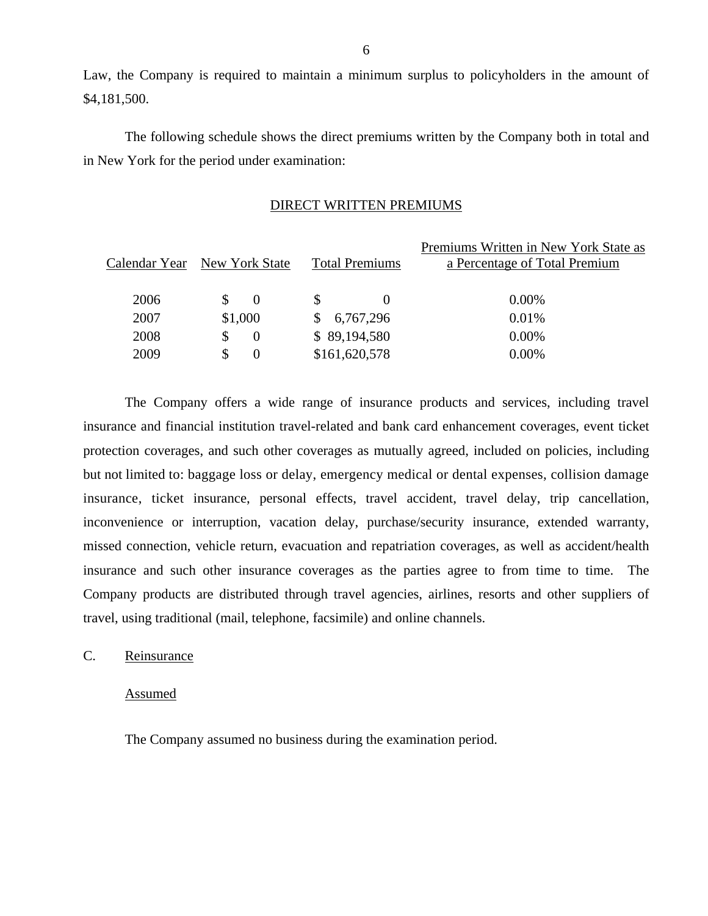Law, the Company is required to maintain a minimum surplus to policyholders in the amount of $4,181,500.

The following schedule shows the direct premiums written by the Company both in total and in New York for the period under examination:

DIRECT WRITTEN PREMIUMS

| Calendar Year | New York State | Total Premiums | Premiums Written in New York State as a Percentage of Total Premium |
|---|---|---|---|
| 2006 | $ 0 | $ 0 | 0.00% |
| 2007 | $1,000 | $ 6,767,296 | 0.01% |
| 2008 | $ 0 | $ 89,194,580 | 0.00% |
| 2009 | $ 0 | $161,620,578 | 0.00% |

The Company offers a wide range of insurance products and services, including travel insurance and financial institution travel-related and bank card enhancement coverages, event ticket protection coverages, and such other coverages as mutually agreed, included on policies, including but not limited to: baggage loss or delay, emergency medical or dental expenses, collision damage insurance, ticket insurance, personal effects, travel accident, travel delay, trip cancellation, inconvenience or interruption, vacation delay, purchase/security insurance, extended warranty, missed connection, vehicle return, evacuation and repatriation coverages, as well as accident/health insurance and such other insurance coverages as the parties agree to from time to time. The Company products are distributed through travel agencies, airlines, resorts and other suppliers of travel, using traditional (mail, telephone, facsimile) and online channels.

## C. Reinsurance

### Assumed

The Company assumed no business during the examination period.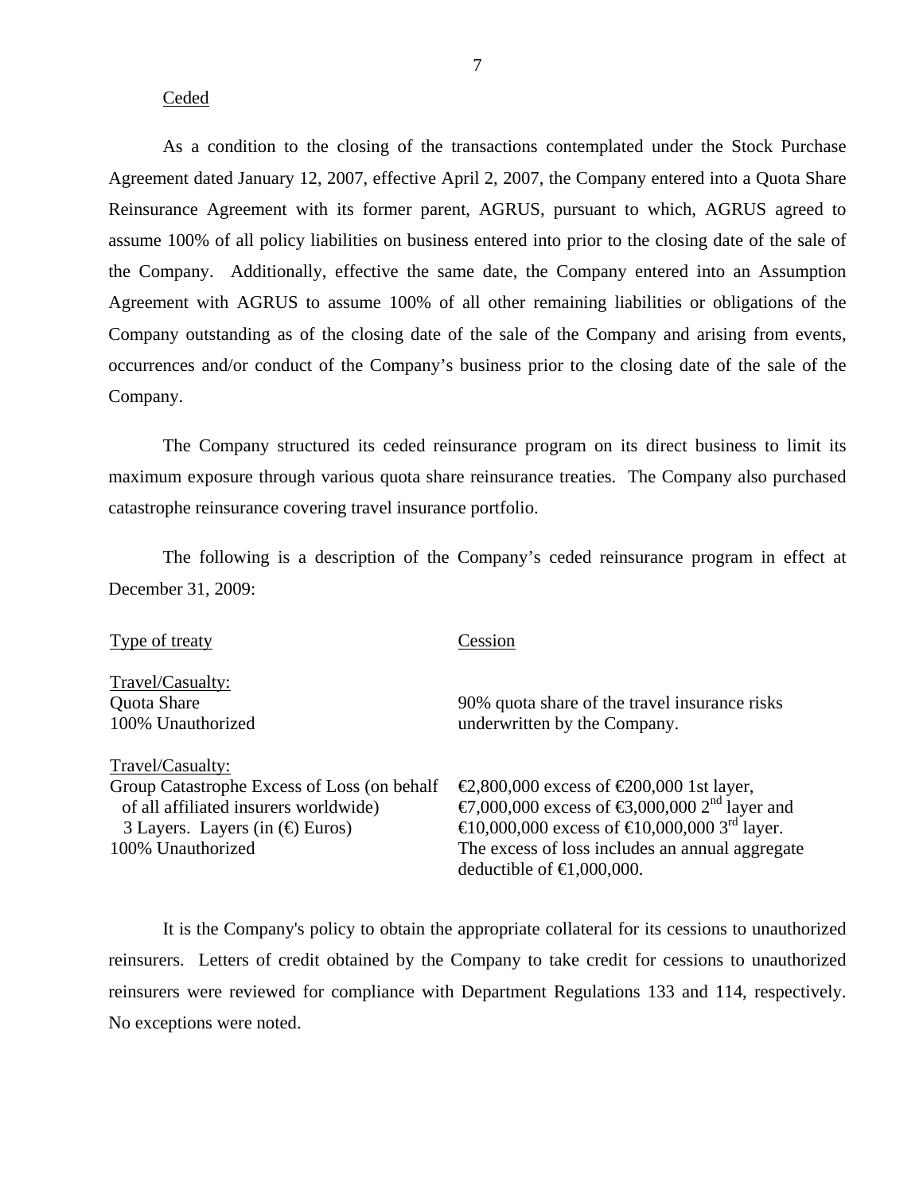Ceded

As a condition to the closing of the transactions contemplated under the Stock Purchase Agreement dated January 12, 2007, effective April 2, 2007, the Company entered into a Quota Share Reinsurance Agreement with its former parent, AGRUS, pursuant to which, AGRUS agreed to assume 100% of all policy liabilities on business entered into prior to the closing date of the sale of the Company. Additionally, effective the same date, the Company entered into an Assumption Agreement with AGRUS to assume 100% of all other remaining liabilities or obligations of the Company outstanding as of the closing date of the sale of the Company and arising from events, occurrences and/or conduct of the Company's business prior to the closing date of the sale of the Company.

The Company structured its ceded reinsurance program on its direct business to limit its maximum exposure through various quota share reinsurance treaties. The Company also purchased catastrophe reinsurance covering travel insurance portfolio.

The following is a description of the Company's ceded reinsurance program in effect at December 31, 2009:

| Type of treaty | Cession |
|---|---|
| Travel/Casualty:<br>Quota Share<br>100% Unauthorized | 90% quota share of the travel insurance risks underwritten by the Company. |
| Travel/Casualty:<br>Group Catastrophe Excess of Loss (on behalf of all affiliated insurers worldwide)<br>3 Layers. Layers (in (€) Euros)<br>100% Unauthorized | €2,800,000 excess of €200,000 1st layer, €7,000,000 excess of €3,000,000 2nd layer and €10,000,000 excess of €10,000,000 3rd layer. The excess of loss includes an annual aggregate deductible of €1,000,000. |

It is the Company's policy to obtain the appropriate collateral for its cessions to unauthorized reinsurers. Letters of credit obtained by the Company to take credit for cessions to unauthorized reinsurers were reviewed for compliance with Department Regulations 133 and 114, respectively. No exceptions were noted.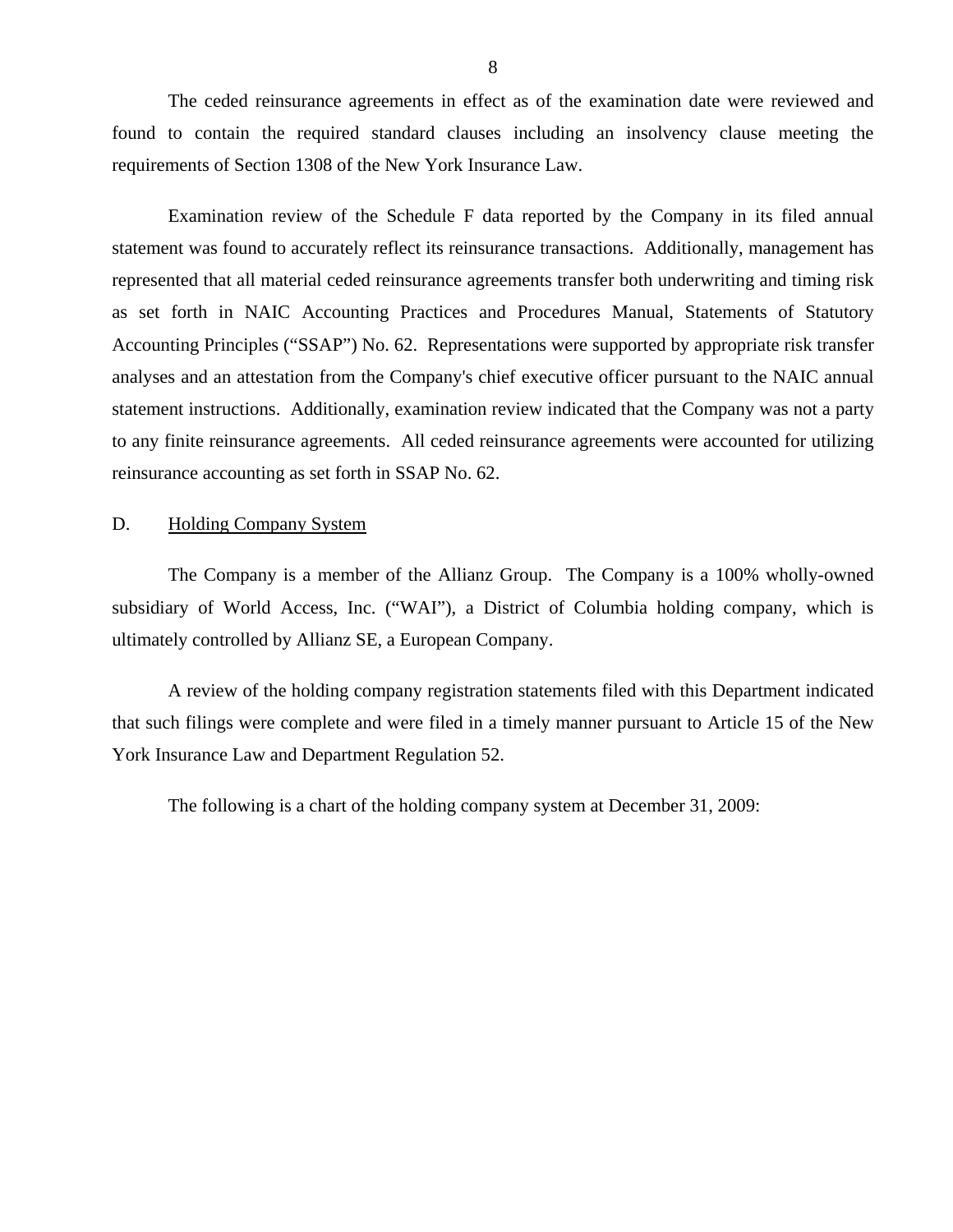The ceded reinsurance agreements in effect as of the examination date were reviewed and found to contain the required standard clauses including an insolvency clause meeting the requirements of Section 1308 of the New York Insurance Law.

Examination review of the Schedule F data reported by the Company in its filed annual statement was found to accurately reflect its reinsurance transactions. Additionally, management has represented that all material ceded reinsurance agreements transfer both underwriting and timing risk as set forth in NAIC Accounting Practices and Procedures Manual, Statements of Statutory Accounting Principles ("SSAP") No. 62. Representations were supported by appropriate risk transfer analyses and an attestation from the Company's chief executive officer pursuant to the NAIC annual statement instructions. Additionally, examination review indicated that the Company was not a party to any finite reinsurance agreements. All ceded reinsurance agreements were accounted for utilizing reinsurance accounting as set forth in SSAP No. 62.

## D. Holding Company System

The Company is a member of the Allianz Group. The Company is a 100% wholly-owned subsidiary of World Access, Inc. ("WAI"), a District of Columbia holding company, which is ultimately controlled by Allianz SE, a European Company.

A review of the holding company registration statements filed with this Department indicated that such filings were complete and were filed in a timely manner pursuant to Article 15 of the New York Insurance Law and Department Regulation 52.

The following is a chart of the holding company system at December 31, 2009: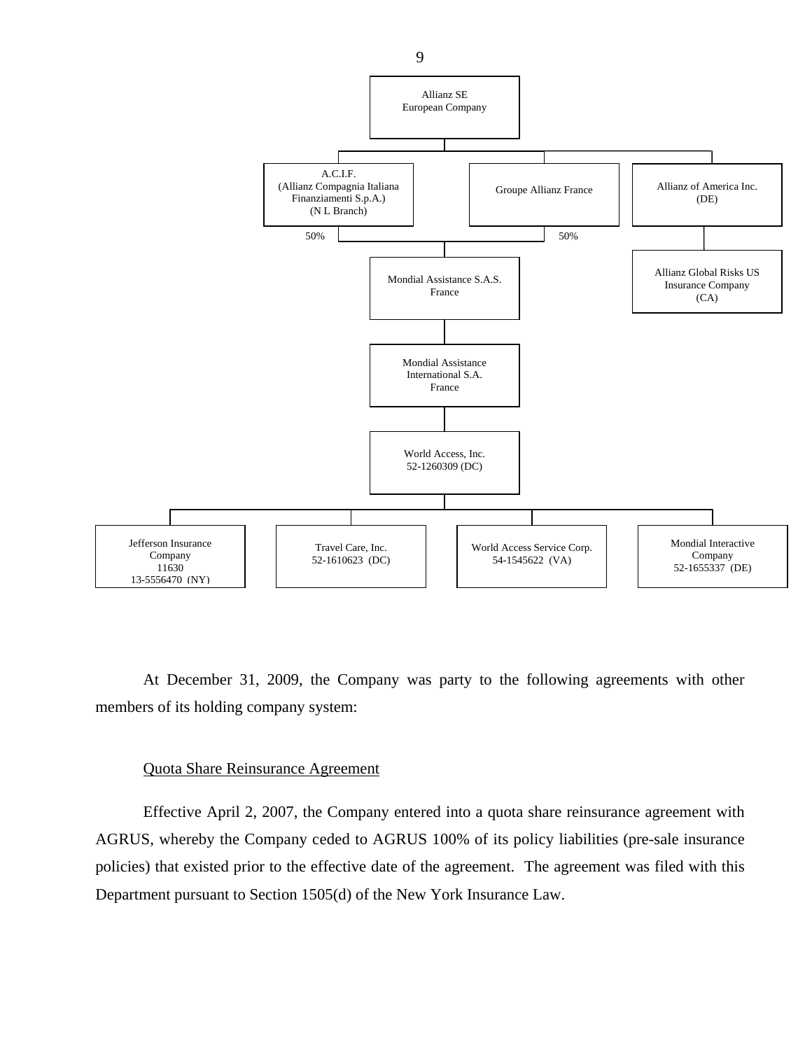Allianz SE
European Company

A.C.I.F.
(Allianz Compagnia Italiana Finanziamenti S.p.A.)
(N L Branch)

Groupe Allianz France

Allianz of America Inc.
(DE)

50%

50%

Mondial Assistance S.A.S.
France

Allianz Global Risks US Insurance Company
(CA)

Mondial Assistance International S.A.
France

World Access, Inc.
52-1260309 (DC)

Jefferson Insurance Company
11630
13-5556470 (NY)

Travel Care, Inc.
52-1610623 (DC)

World Access Service Corp.
54-1545622 (VA)

Mondial Interactive Company
52-1655337 (DE)

At December 31, 2009, the Company was party to the following agreements with other members of its holding company system:

Quota Share Reinsurance Agreement

Effective April 2, 2007, the Company entered into a quota share reinsurance agreement with AGRUS, whereby the Company ceded to AGRUS 100% of its policy liabilities (pre-sale insurance policies) that existed prior to the effective date of the agreement. The agreement was filed with this Department pursuant to Section 1505(d) of the New York Insurance Law.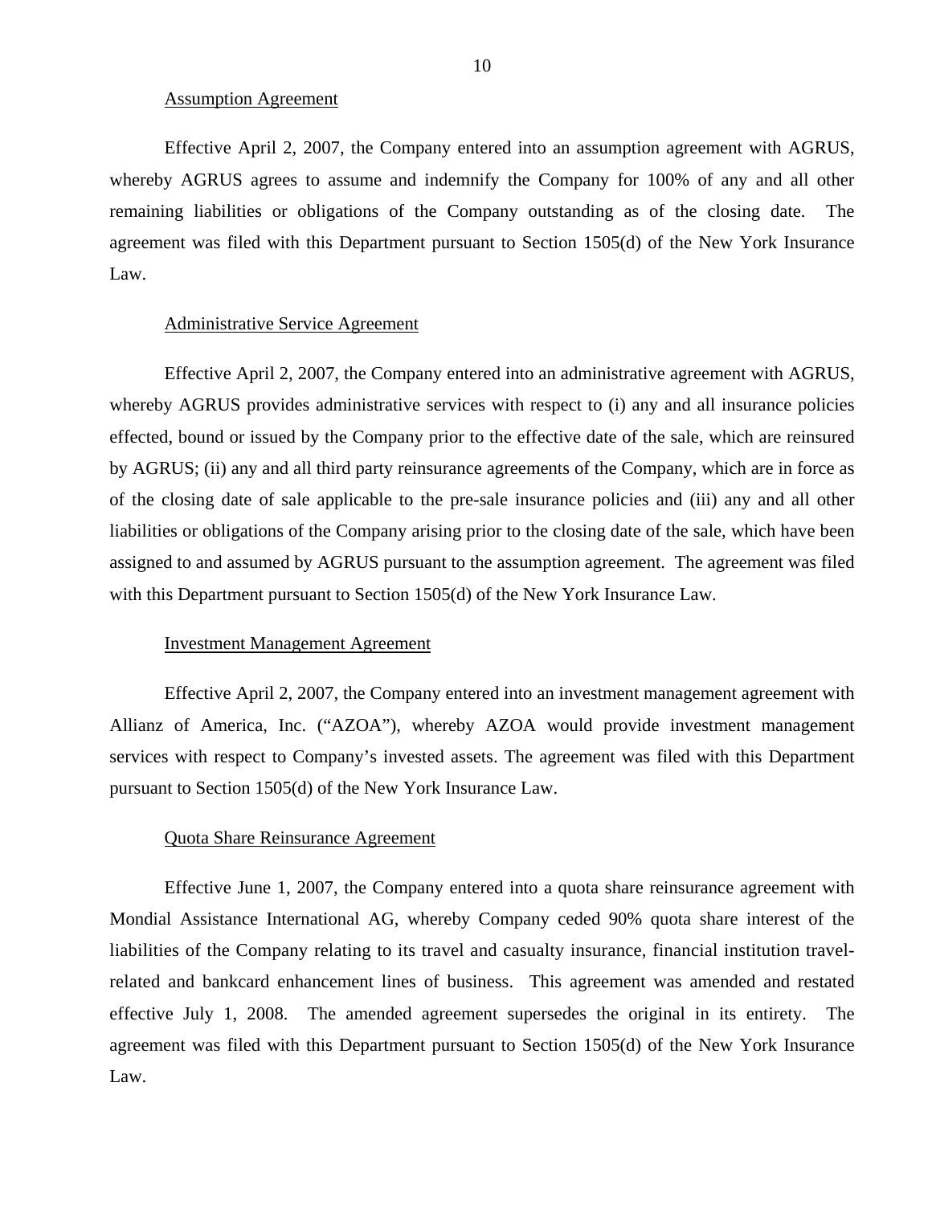Assumption Agreement

Effective April 2, 2007, the Company entered into an assumption agreement with AGRUS, whereby AGRUS agrees to assume and indemnify the Company for 100% of any and all other remaining liabilities or obligations of the Company outstanding as of the closing date. The agreement was filed with this Department pursuant to Section 1505(d) of the New York Insurance Law.

Administrative Service Agreement

Effective April 2, 2007, the Company entered into an administrative agreement with AGRUS, whereby AGRUS provides administrative services with respect to (i) any and all insurance policies effected, bound or issued by the Company prior to the effective date of the sale, which are reinsured by AGRUS; (ii) any and all third party reinsurance agreements of the Company, which are in force as of the closing date of sale applicable to the pre-sale insurance policies and (iii) any and all other liabilities or obligations of the Company arising prior to the closing date of the sale, which have been assigned to and assumed by AGRUS pursuant to the assumption agreement. The agreement was filed with this Department pursuant to Section 1505(d) of the New York Insurance Law.

Investment Management Agreement

Effective April 2, 2007, the Company entered into an investment management agreement with Allianz of America, Inc. ("AZOA"), whereby AZOA would provide investment management services with respect to Company's invested assets. The agreement was filed with this Department pursuant to Section 1505(d) of the New York Insurance Law.

Quota Share Reinsurance Agreement

Effective June 1, 2007, the Company entered into a quota share reinsurance agreement with Mondial Assistance International AG, whereby Company ceded 90% quota share interest of the liabilities of the Company relating to its travel and casualty insurance, financial institution travel-related and bankcard enhancement lines of business. This agreement was amended and restated effective July 1, 2008. The amended agreement supersedes the original in its entirety. The agreement was filed with this Department pursuant to Section 1505(d) of the New York Insurance Law.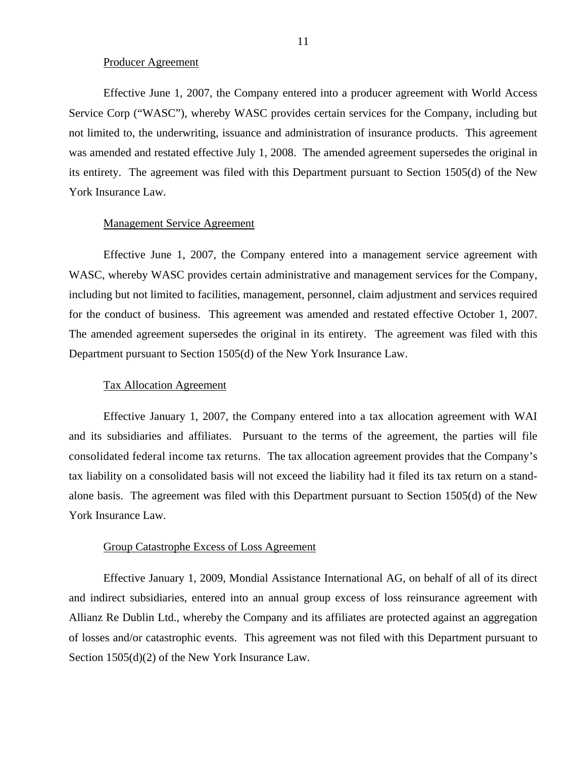Producer Agreement

Effective June 1, 2007, the Company entered into a producer agreement with World Access Service Corp ("WASC"), whereby WASC provides certain services for the Company, including but not limited to, the underwriting, issuance and administration of insurance products. This agreement was amended and restated effective July 1, 2008. The amended agreement supersedes the original in its entirety. The agreement was filed with this Department pursuant to Section 1505(d) of the New York Insurance Law.

Management Service Agreement

Effective June 1, 2007, the Company entered into a management service agreement with WASC, whereby WASC provides certain administrative and management services for the Company, including but not limited to facilities, management, personnel, claim adjustment and services required for the conduct of business. This agreement was amended and restated effective October 1, 2007. The amended agreement supersedes the original in its entirety. The agreement was filed with this Department pursuant to Section 1505(d) of the New York Insurance Law.

Tax Allocation Agreement

Effective January 1, 2007, the Company entered into a tax allocation agreement with WAI and its subsidiaries and affiliates. Pursuant to the terms of the agreement, the parties will file consolidated federal income tax returns. The tax allocation agreement provides that the Company's tax liability on a consolidated basis will not exceed the liability had it filed its tax return on a stand-alone basis. The agreement was filed with this Department pursuant to Section 1505(d) of the New York Insurance Law.

Group Catastrophe Excess of Loss Agreement

Effective January 1, 2009, Mondial Assistance International AG, on behalf of all of its direct and indirect subsidiaries, entered into an annual group excess of loss reinsurance agreement with Allianz Re Dublin Ltd., whereby the Company and its affiliates are protected against an aggregation of losses and/or catastrophic events. This agreement was not filed with this Department pursuant to Section 1505(d)(2) of the New York Insurance Law.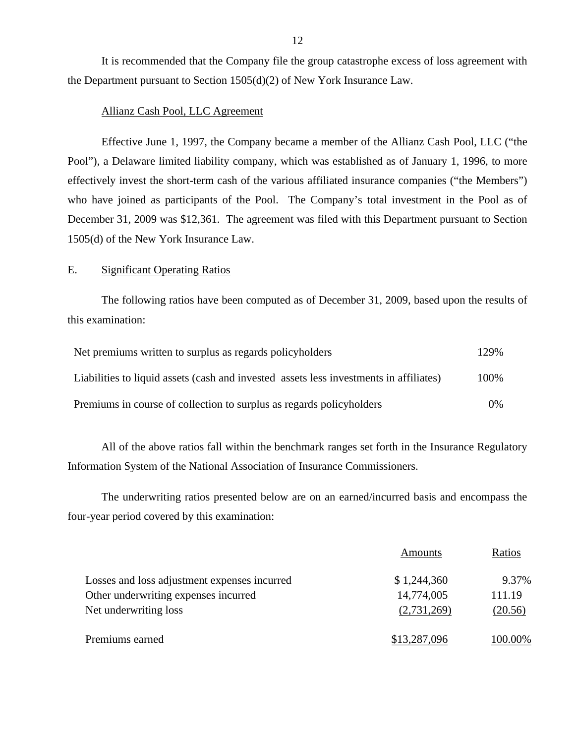It is recommended that the Company file the group catastrophe excess of loss agreement with the Department pursuant to Section 1505(d)(2) of New York Insurance Law.

Allianz Cash Pool, LLC Agreement

Effective June 1, 1997, the Company became a member of the Allianz Cash Pool, LLC ("the Pool"), a Delaware limited liability company, which was established as of January 1, 1996, to more effectively invest the short-term cash of the various affiliated insurance companies ("the Members") who have joined as participants of the Pool. The Company's total investment in the Pool as of December 31, 2009 was $12,361. The agreement was filed with this Department pursuant to Section 1505(d) of the New York Insurance Law.

## E. Significant Operating Ratios

The following ratios have been computed as of December 31, 2009, based upon the results of this examination:

| | |
|---|---|
| Net premiums written to surplus as regards policyholders | 129% |
| Liabilities to liquid assets (cash and invested assets less investments in affiliates) | 100% |
| Premiums in course of collection to surplus as regards policyholders | 0% |

All of the above ratios fall within the benchmark ranges set forth in the Insurance Regulatory Information System of the National Association of Insurance Commissioners.

The underwriting ratios presented below are on an earned/incurred basis and encompass the four-year period covered by this examination:

| | Amounts | Ratios |
|---|---|---|
| Losses and loss adjustment expenses incurred | $ 1,244,360 | 9.37% |
| Other underwriting expenses incurred | 14,774,005 | 111.19 |
| Net underwriting loss | (2,731,269) | (20.56) |
| Premiums earned | $13,287,096 | 100.00% |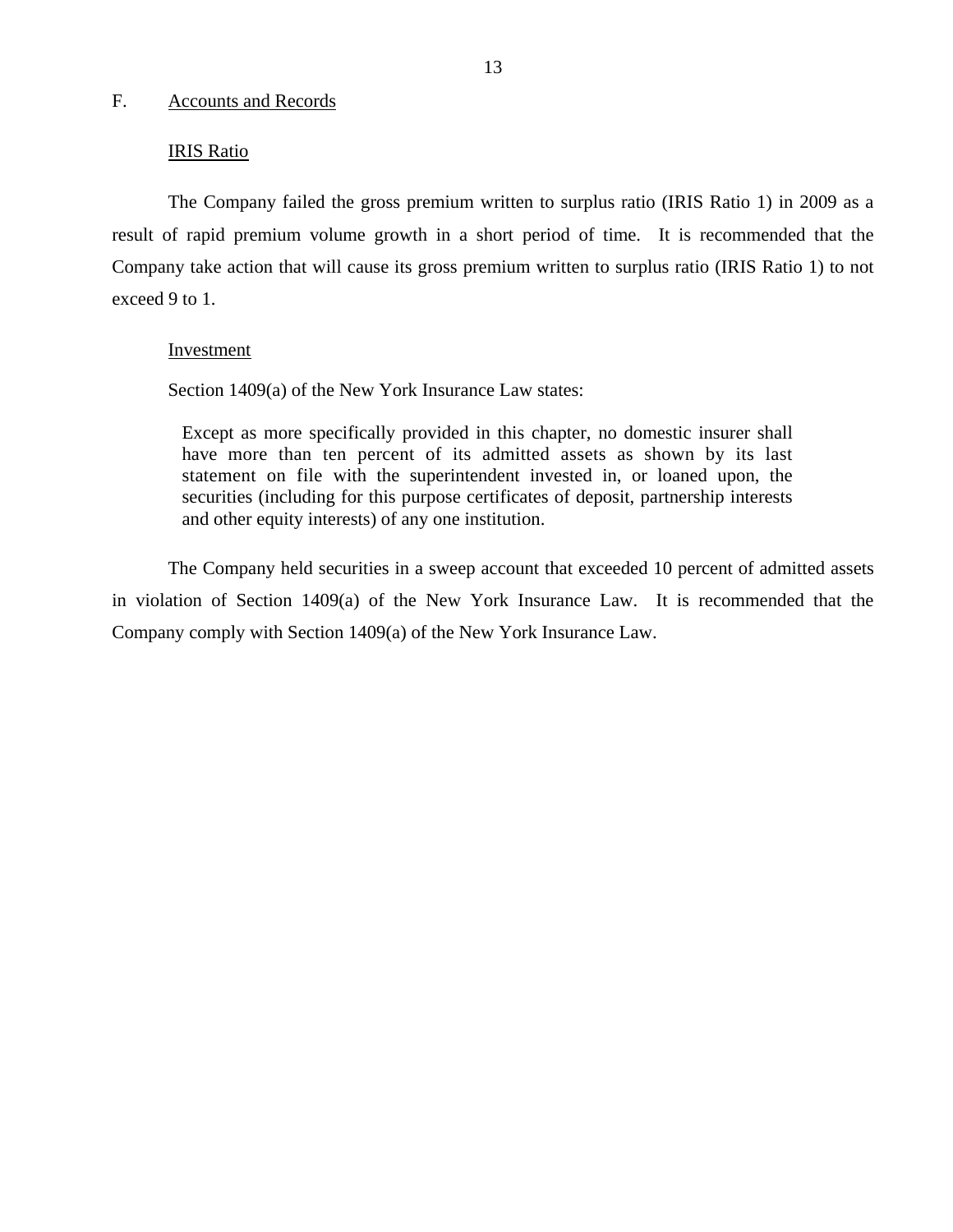## F. Accounts and Records

### IRIS Ratio

The Company failed the gross premium written to surplus ratio (IRIS Ratio 1) in 2009 as a result of rapid premium volume growth in a short period of time. It is recommended that the Company take action that will cause its gross premium written to surplus ratio (IRIS Ratio 1) to not exceed 9 to 1.

### Investment

Section 1409(a) of the New York Insurance Law states:

> Except as more specifically provided in this chapter, no domestic insurer shall have more than ten percent of its admitted assets as shown by its last statement on file with the superintendent invested in, or loaned upon, the securities (including for this purpose certificates of deposit, partnership interests and other equity interests) of any one institution.

The Company held securities in a sweep account that exceeded 10 percent of admitted assets in violation of Section 1409(a) of the New York Insurance Law. It is recommended that the Company comply with Section 1409(a) of the New York Insurance Law.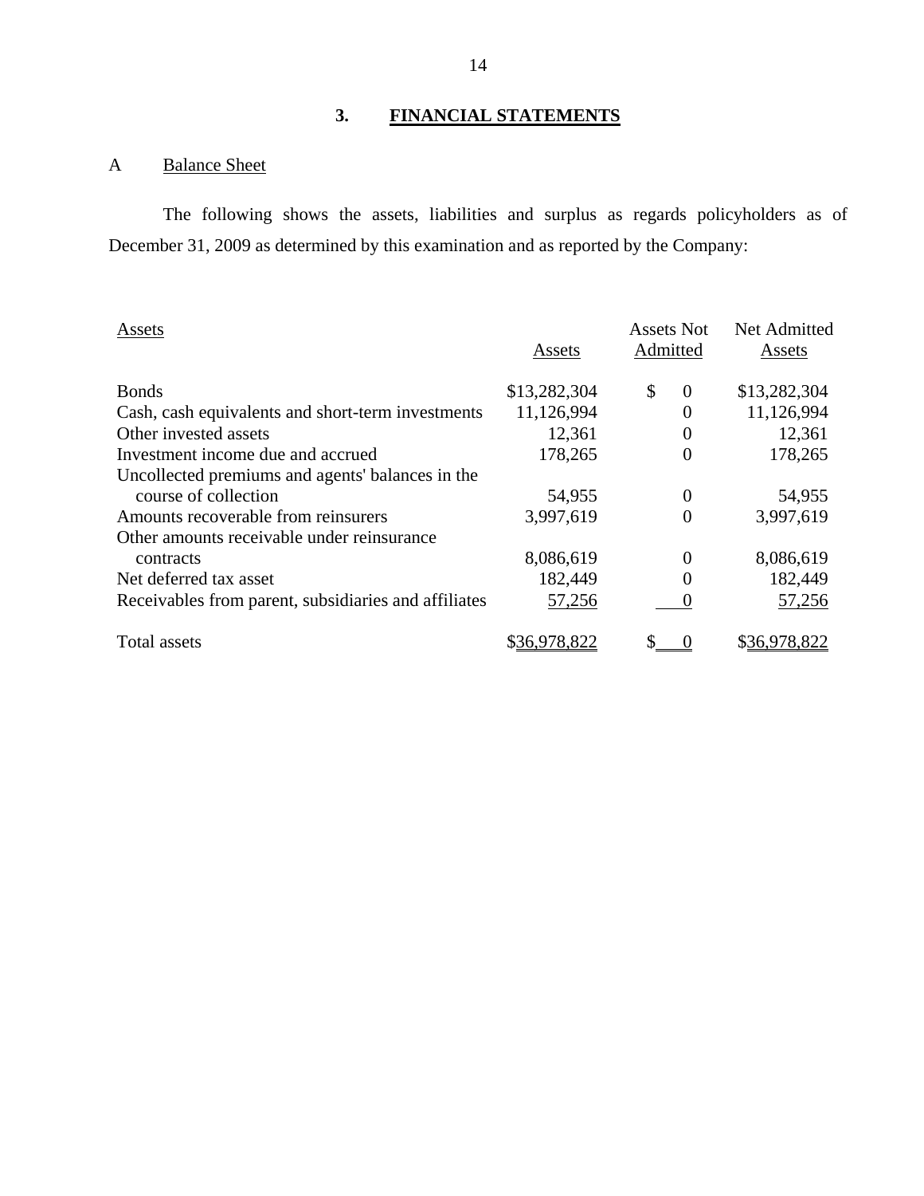## 3. FINANCIAL STATEMENTS

### A Balance Sheet

The following shows the assets, liabilities and surplus as regards policyholders as of December 31, 2009 as determined by this examination and as reported by the Company:

| Assets | Assets | Assets Not Admitted | Net Admitted Assets |
|---|---|---|---|
| Bonds | $13,282,304 | $ 0 | $13,282,304 |
| Cash, cash equivalents and short-term investments | 11,126,994 | 0 | 11,126,994 |
| Other invested assets | 12,361 | 0 | 12,361 |
| Investment income due and accrued | 178,265 | 0 | 178,265 |
| Uncollected premiums and agents' balances in the course of collection | 54,955 | 0 | 54,955 |
| Amounts recoverable from reinsurers | 3,997,619 | 0 | 3,997,619 |
| Other amounts receivable under reinsurance contracts | 8,086,619 | 0 | 8,086,619 |
| Net deferred tax asset | 182,449 | 0 | 182,449 |
| Receivables from parent, subsidiaries and affiliates | 57,256 | 0 | 57,256 |
| Total assets | $36,978,822 | $ 0 | $36,978,822 |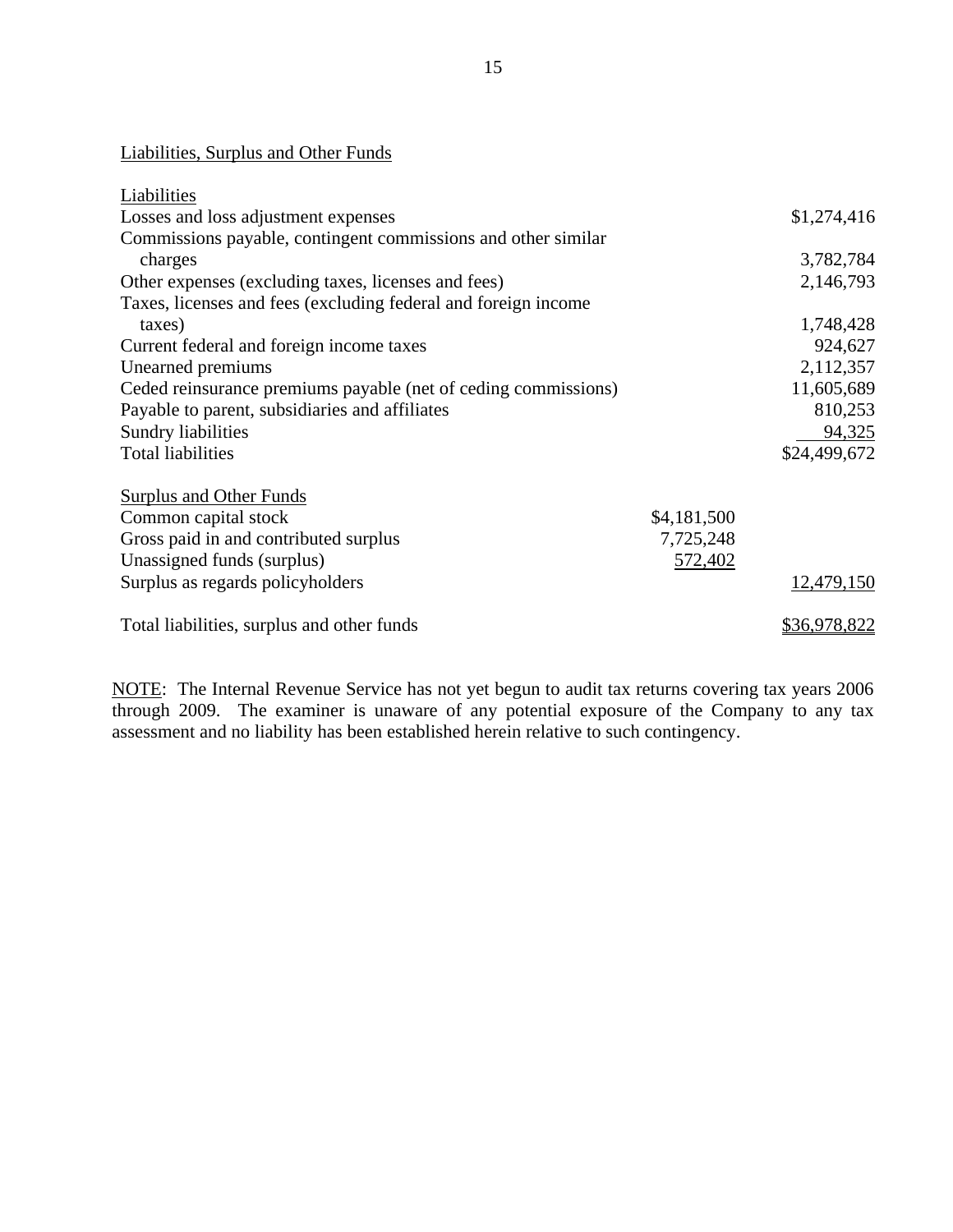Liabilities, Surplus and Other Funds

| Liabilities | | |
|---|---|---|
| Losses and loss adjustment expenses | | $1,274,416 |
| Commissions payable, contingent commissions and other similar charges | | 3,782,784 |
| Other expenses (excluding taxes, licenses and fees) | | 2,146,793 |
| Taxes, licenses and fees (excluding federal and foreign income taxes) | | 1,748,428 |
| Current federal and foreign income taxes | | 924,627 |
| Unearned premiums | | 2,112,357 |
| Ceded reinsurance premiums payable (net of ceding commissions) | | 11,605,689 |
| Payable to parent, subsidiaries and affiliates | | 810,253 |
| Sundry liabilities | | 94,325 |
| Total liabilities | | $24,499,672 |
| | | |
| Surplus and Other Funds | | |
| Common capital stock | $4,181,500 | |
| Gross paid in and contributed surplus | 7,725,248 | |
| Unassigned funds (surplus) | 572,402 | |
| Surplus as regards policyholders | | 12,479,150 |
| | | |
| Total liabilities, surplus and other funds | | $36,978,822 |

NOTE: The Internal Revenue Service has not yet begun to audit tax returns covering tax years 2006 through 2009. The examiner is unaware of any potential exposure of the Company to any tax assessment and no liability has been established herein relative to such contingency.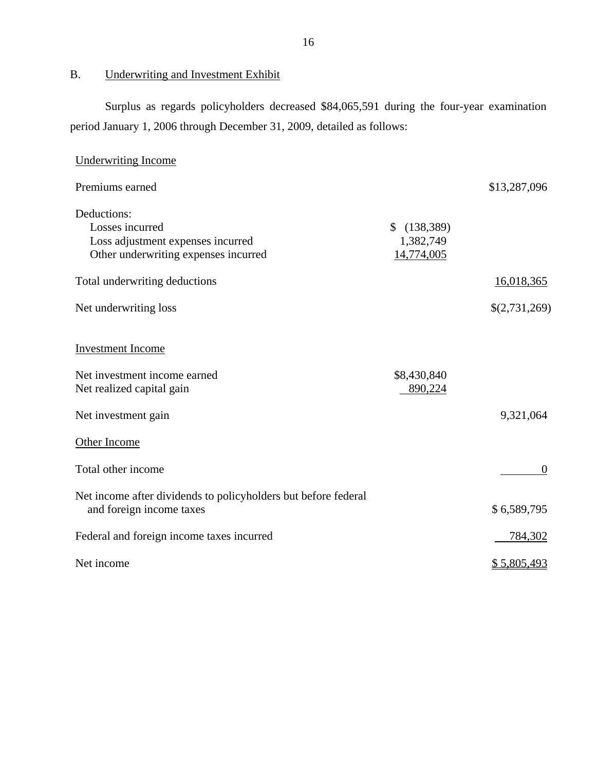## B. Underwriting and Investment Exhibit

Surplus as regards policyholders decreased $84,065,591 during the four-year examination period January 1, 2006 through December 31, 2009, detailed as follows:

| | | |
|---|---|---|
| Underwriting Income | | |
| Premiums earned | | $13,287,096 |
| Deductions: | | |
| Losses incurred | $ (138,389) | |
| Loss adjustment expenses incurred | 1,382,749 | |
| Other underwriting expenses incurred | 14,774,005 | |
| Total underwriting deductions | | 16,018,365 |
| Net underwriting loss | | $(2,731,269) |
| Investment Income | | |
| Net investment income earned | $8,430,840 | |
| Net realized capital gain | 890,224 | |
| Net investment gain | | 9,321,064 |
| Other Income | | |
| Total other income | | 0 |
| Net income after dividends to policyholders but before federal and foreign income taxes | | $ 6,589,795 |
| Federal and foreign income taxes incurred | | 784,302 |
| Net income | | $ 5,805,493 |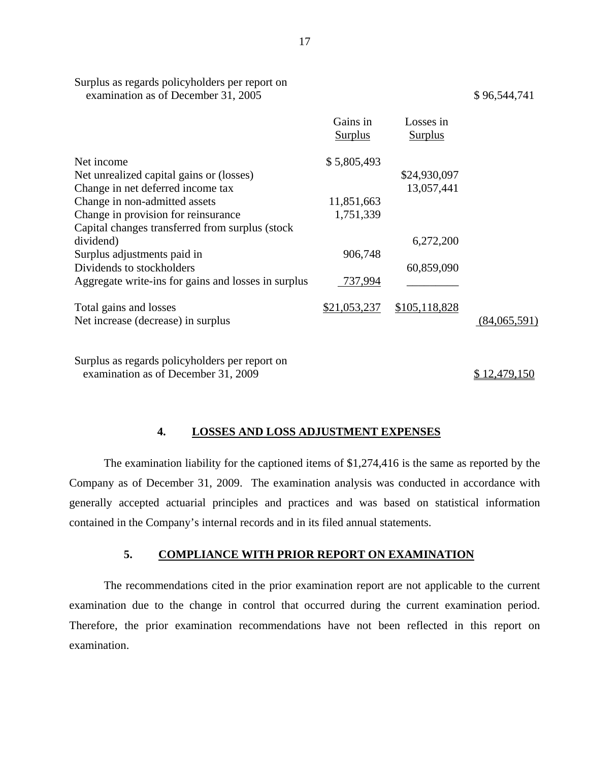| | Gains in Surplus | Losses in Surplus | |
|---|---|---|---|
| Surplus as regards policyholders per report on examination as of December 31, 2005 | | | $ 96,544,741 |
| Net income | $ 5,805,493 | | |
| Net unrealized capital gains or (losses) | | $24,930,097 | |
| Change in net deferred income tax | | 13,057,441 | |
| Change in non-admitted assets | 11,851,663 | | |
| Change in provision for reinsurance | 1,751,339 | | |
| Capital changes transferred from surplus (stock dividend) | | 6,272,200 | |
| Surplus adjustments paid in | 906,748 | | |
| Dividends to stockholders | | 60,859,090 | |
| Aggregate write-ins for gains and losses in surplus | 737,994 | | |
| Total gains and losses | $21,053,237 | $105,118,828 | |
| Net increase (decrease) in surplus | | | (84,065,591) |
| Surplus as regards policyholders per report on examination as of December 31, 2009 | | | $ 12,479,150 |

## 4. LOSSES AND LOSS ADJUSTMENT EXPENSES

The examination liability for the captioned items of $1,274,416 is the same as reported by the Company as of December 31, 2009. The examination analysis was conducted in accordance with generally accepted actuarial principles and practices and was based on statistical information contained in the Company's internal records and in its filed annual statements.

## 5. COMPLIANCE WITH PRIOR REPORT ON EXAMINATION

The recommendations cited in the prior examination report are not applicable to the current examination due to the change in control that occurred during the current examination period. Therefore, the prior examination recommendations have not been reflected in this report on examination.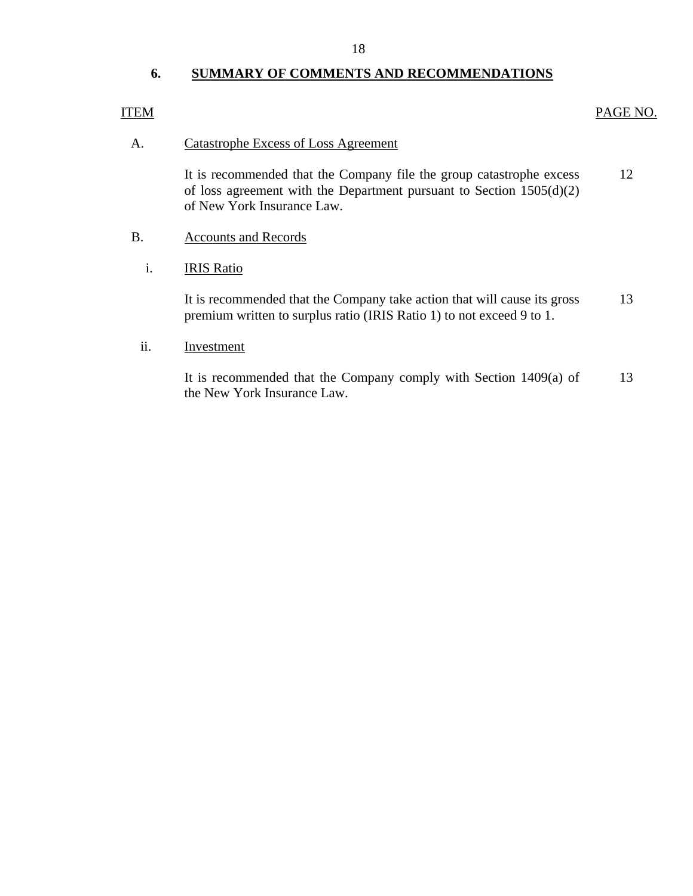## 6. SUMMARY OF COMMENTS AND RECOMMENDATIONS

| ITEM | | PAGE NO. |
|---|---|---|
| A. | Catastrophe Excess of Loss Agreement | |
| | It is recommended that the Company file the group catastrophe excess of loss agreement with the Department pursuant to Section 1505(d)(2) of New York Insurance Law. | 12 |
| B. | Accounts and Records | |
| i. | IRIS Ratio | |
| | It is recommended that the Company take action that will cause its gross premium written to surplus ratio (IRIS Ratio 1) to not exceed 9 to 1. | 13 |
| ii. | Investment | |
| | It is recommended that the Company comply with Section 1409(a) of the New York Insurance Law. | 13 |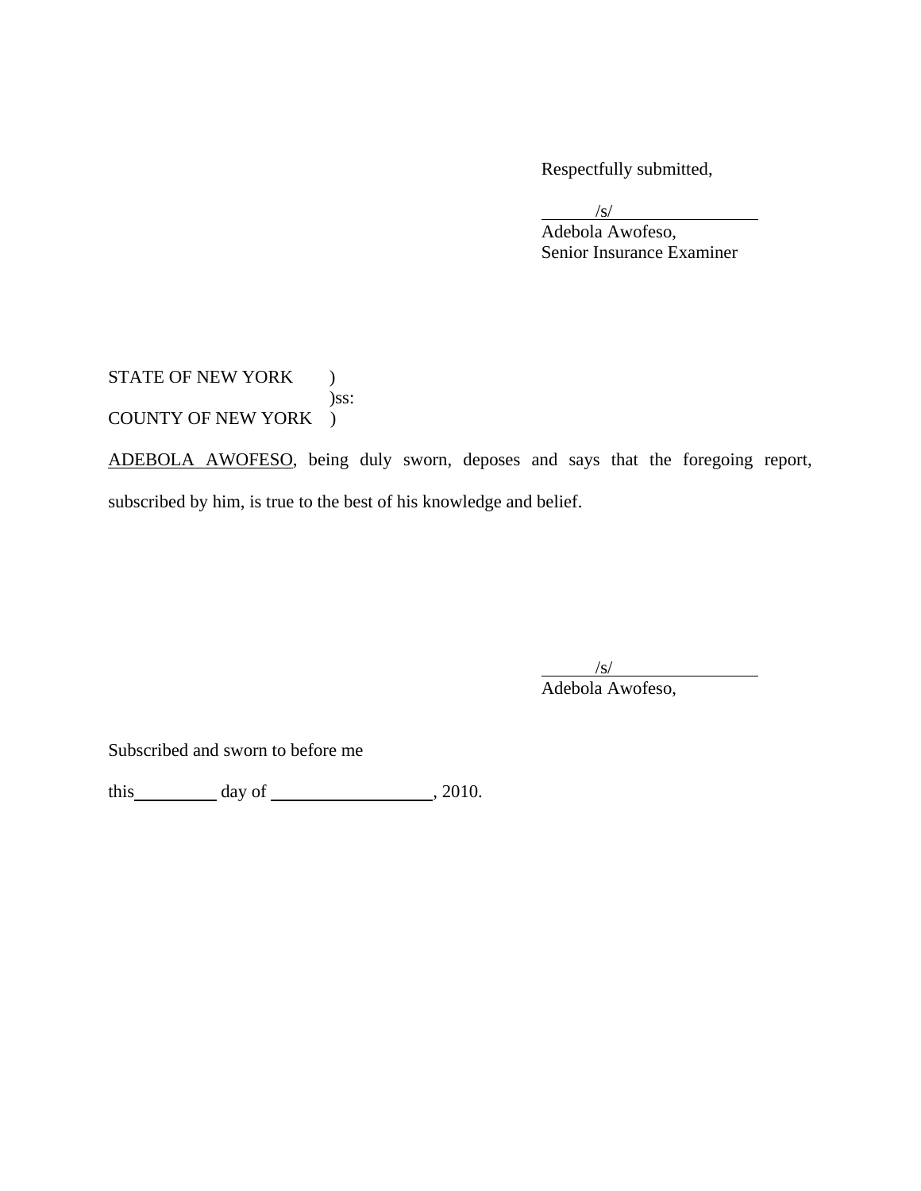Respectfully submitted,

/s/
Adebola Awofeso,
Senior Insurance Examiner

STATE OF NEW YORK )
)ss:
COUNTY OF NEW YORK )

ADEBOLA AWOFESO, being duly sworn, deposes and says that the foregoing report, subscribed by him, is true to the best of his knowledge and belief.

/s/
Adebola Awofeso,

Subscribed and sworn to before me

this\_\_\_\_\_\_\_\_\_ day of \_\_\_\_\_\_\_\_\_\_\_\_\_\_\_\_\_, 2010.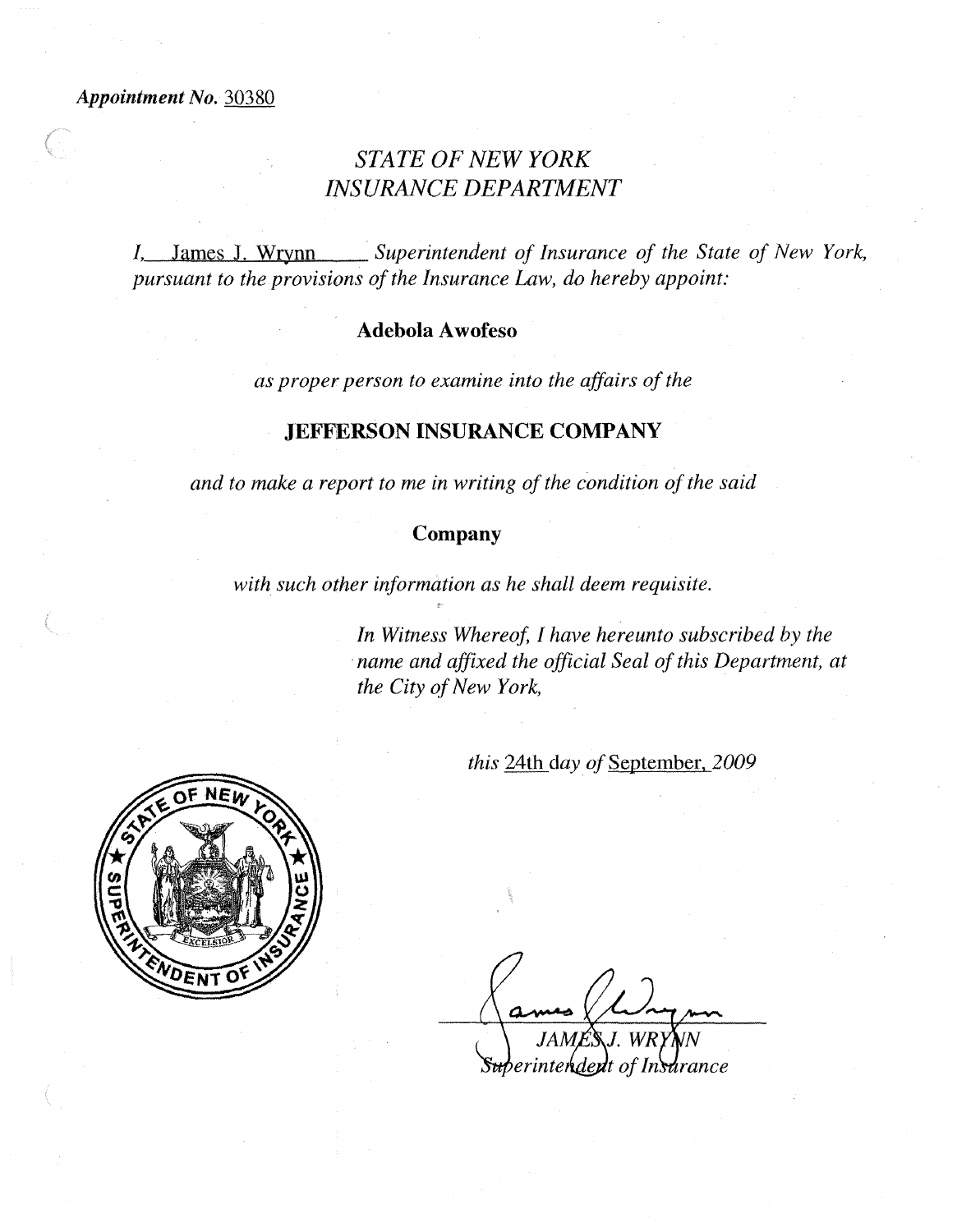*Appointment No.* 30380

*STATE OF NEW YORK*
*INSURANCE DEPARTMENT*

*I,* James J. Wrynn *Superintendent of Insurance of the State of New York, pursuant to the provisions of the Insurance Law, do hereby appoint:*

**Adebola Awofeso**

*as proper person to examine into the affairs of the*

**JEFFERSON INSURANCE COMPANY**

*and to make a report to me in writing of the condition of the said*

**Company**

*with such other information as he shall deem requisite.*

*In Witness Whereof, I have hereunto subscribed by the name and affixed the official Seal of this Department, at the City of New York,*

*this* 24th *day of* September, *2009*

STATE OF NEW YORK ★ SUPERINTENDENT OF INSURANCE ★ EXCELSIOR

*JAMES J. WRYNN*
*Superintendent of Insurance*